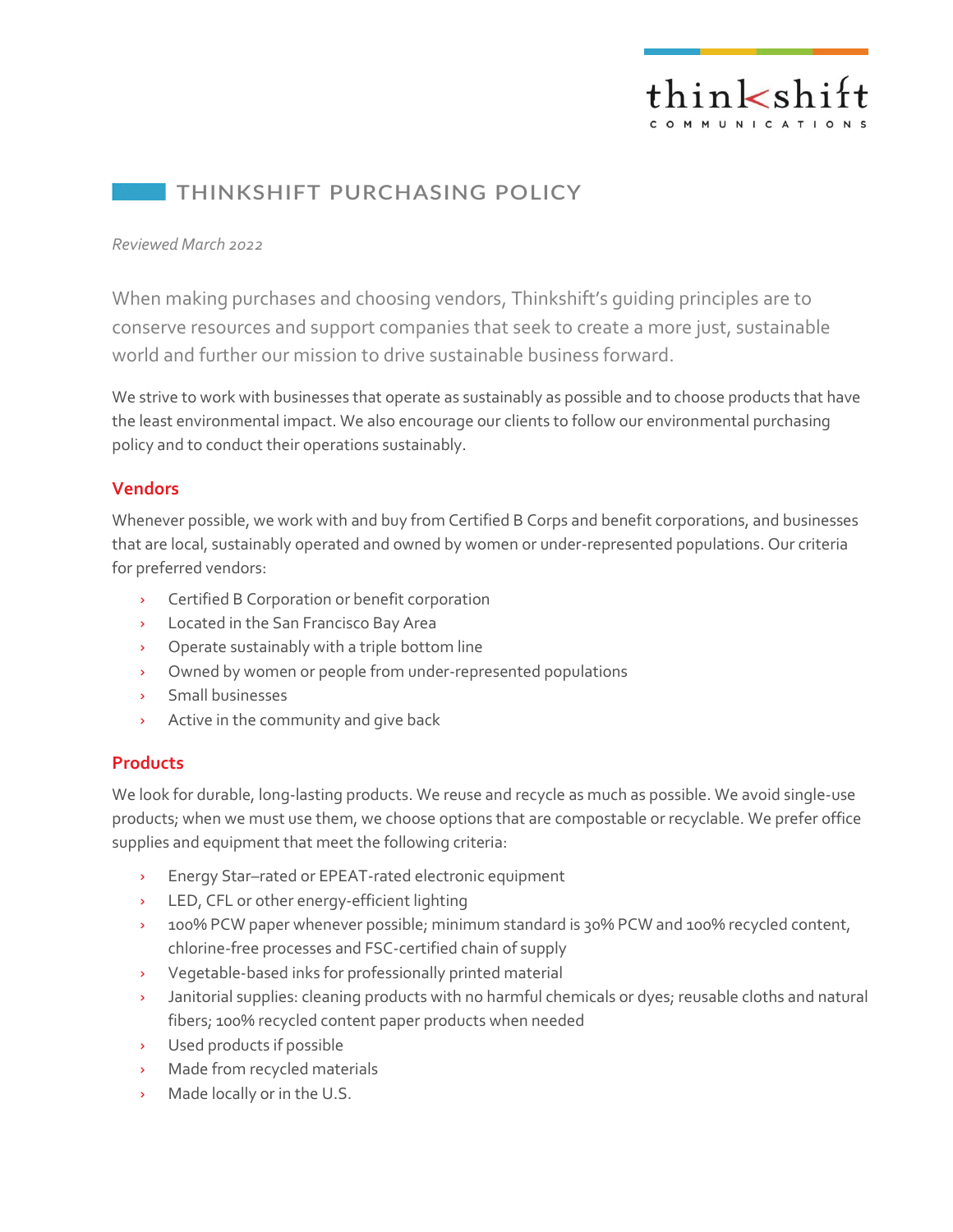# THINKSHIFT PURCHASING POLICY

*Reviewed March 2022*

When making purchases and choosing vendors, Thinkshift's guiding principles are to conserve resources and support companies that seek to create a more just, sustainable world and further our mission to drive sustainable business forward.

We strive to work with businesses that operate as sustainably as possible and to choose products that have the least environmental impact. We also encourage our clients to follow our environmental purchasing policy and to conduct their operations sustainably.

## Vendors

Whenever possible, we work with and buy from Certified B Corps and benefit corporations, and businesses that are local, sustainably operated and owned by women or under-represented populations. Our criteria for preferred vendors:

- Certified B Corporation or benefit corporation
- Located in the San Francisco Bay Area
- Operate sustainably with a triple bottom line
- Owned by women or people from under-represented populations
- Small businesses
- Active in the community and give back

## Products

We look for durable, long-lasting products. We reuse and recycle as much as possible. We avoid single-use products; when we must use them, we choose options that are compostable or recyclable. We prefer office supplies and equipment that meet the following criteria:

- Energy Star–rated or EPEAT-rated electronic equipment
- LED, CFL or other energy-efficient lighting
- 100% PCW paper whenever possible; minimum standard is 30% PCW and 100% recycled content, chlorine-free processes and FSC-certified chain of supply
- Vegetable-based inks for professionally printed material
- Janitorial supplies: cleaning products with no harmful chemicals or dyes; reusable cloths and natural fibers; 100% recycled content paper products when needed
- Used products if possible
- Made from recycled materials
- Made locally or in the U.S.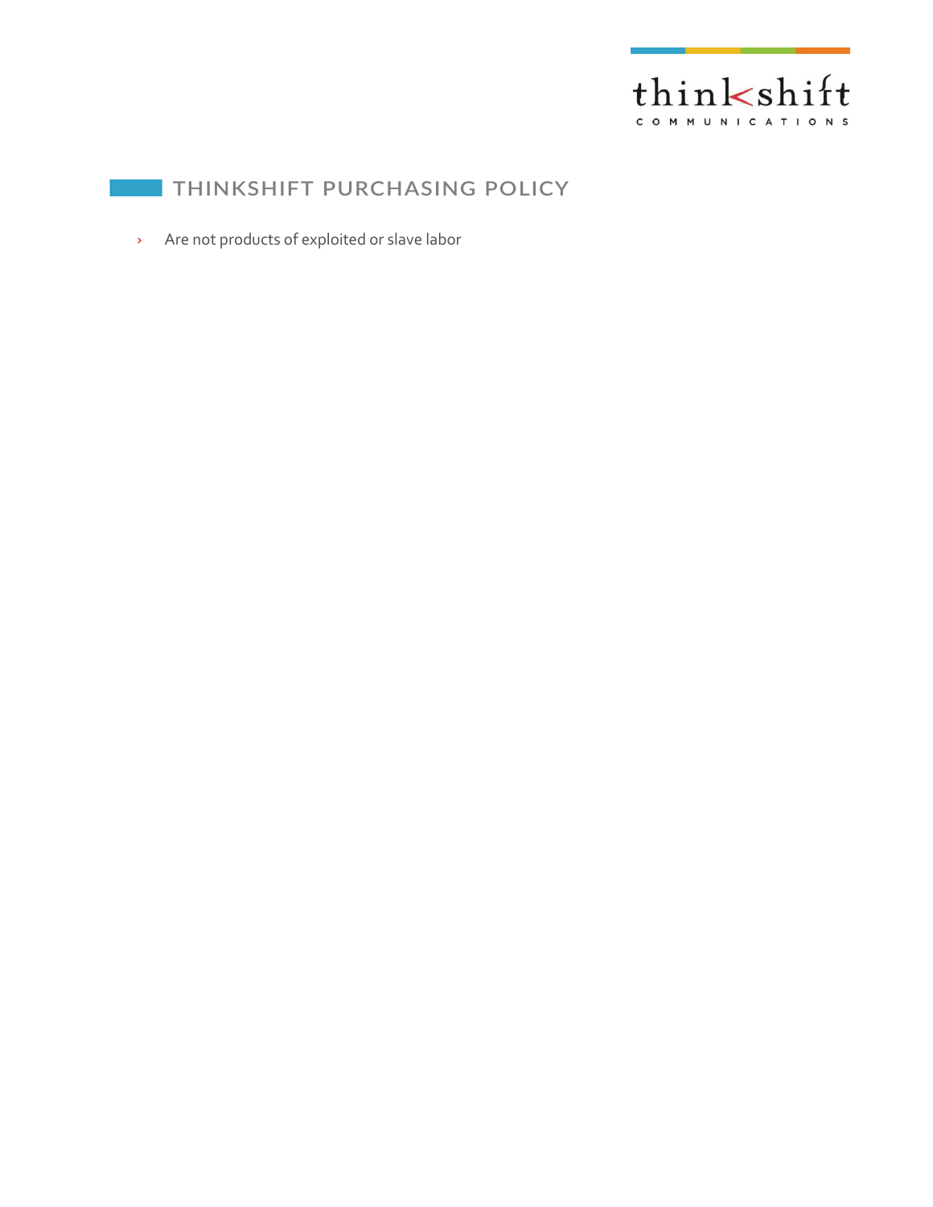## THINKSHIFT PURCHASING POLICY

- Are not products of exploited or slave labor